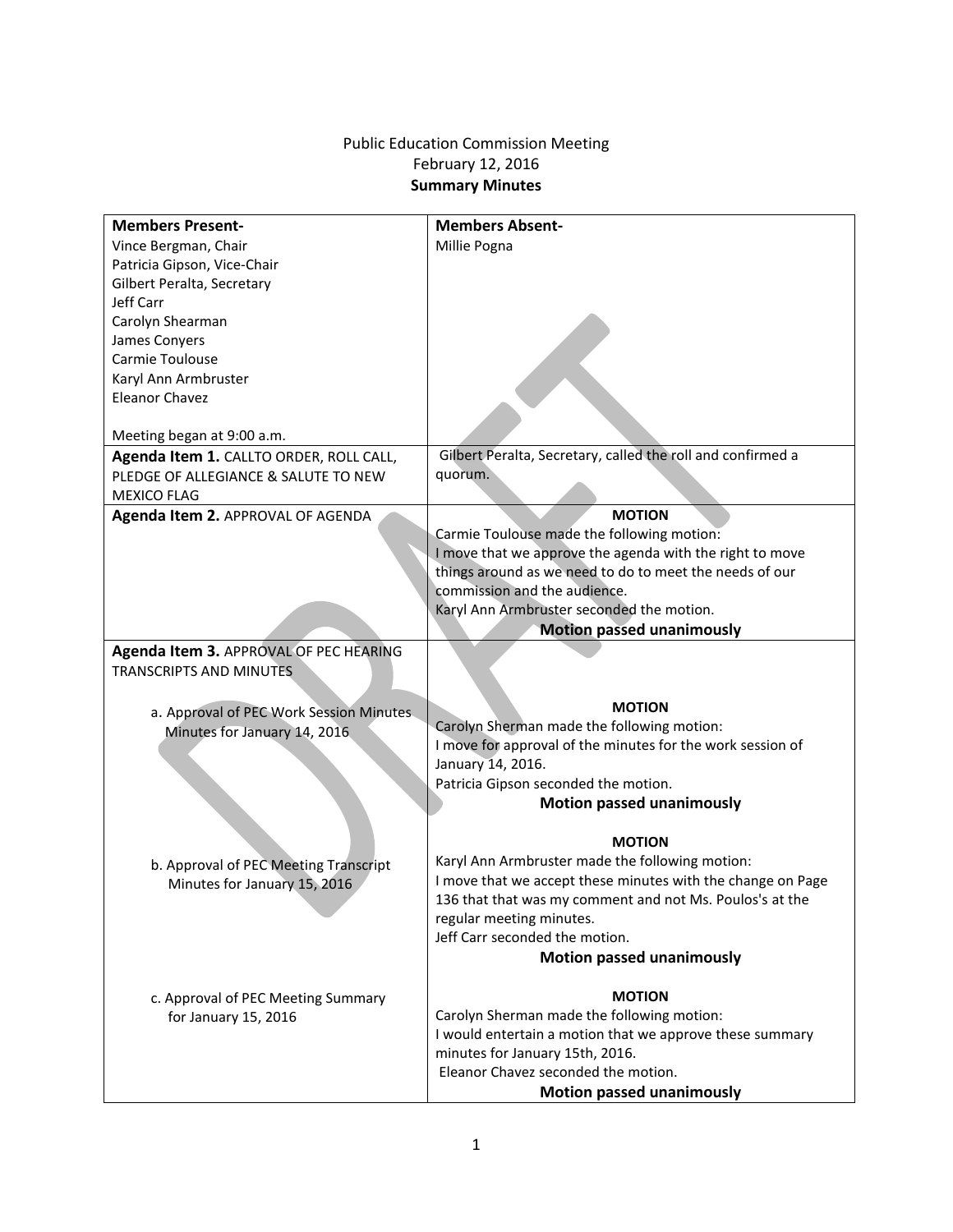Public Education Commission Meeting
February 12, 2016
**Summary Minutes**

| **Members Present-** | **Members Absent-** |
|---|---|
| Vince Bergman, Chair<br>Patricia Gipson, Vice-Chair<br>Gilbert Peralta, Secretary<br>Jeff Carr<br>Carolyn Shearman<br>James Conyers<br>Carmie Toulouse<br>Karyl Ann Armbruster<br>Eleanor Chavez<br><br>Meeting began at 9:00 a.m. | Millie Pogna |
| **Agenda Item 1.** CALLTO ORDER, ROLL CALL, PLEDGE OF ALLEGIANCE & SALUTE TO NEW MEXICO FLAG | Gilbert Peralta, Secretary, called the roll and confirmed a quorum. |
| **Agenda Item 2.** APPROVAL OF AGENDA | **MOTION**<br>Carmie Toulouse made the following motion:<br>I move that we approve the agenda with the right to move things around as we need to do to meet the needs of our commission and the audience.<br>Karyl Ann Armbruster seconded the motion.<br>**Motion passed unanimously** |
| **Agenda Item 3.** APPROVAL OF PEC HEARING TRANSCRIPTS AND MINUTES | |
| a. Approval of PEC Work Session Minutes Minutes for January 14, 2016 | **MOTION**<br>Carolyn Sherman made the following motion:<br>I move for approval of the minutes for the work session of January 14, 2016.<br>Patricia Gipson seconded the motion.<br>**Motion passed unanimously** |
| b. Approval of PEC Meeting Transcript Minutes for January 15, 2016 | **MOTION**<br>Karyl Ann Armbruster made the following motion:<br>I move that we accept these minutes with the change on Page 136 that that was my comment and not Ms. Poulos's at the regular meeting minutes.<br>Jeff Carr seconded the motion.<br>**Motion passed unanimously** |
| c. Approval of PEC Meeting Summary for January 15, 2016 | **MOTION**<br>Carolyn Sherman made the following motion:<br>I would entertain a motion that we approve these summary minutes for January 15th, 2016.<br>Eleanor Chavez seconded the motion.<br>**Motion passed unanimously** |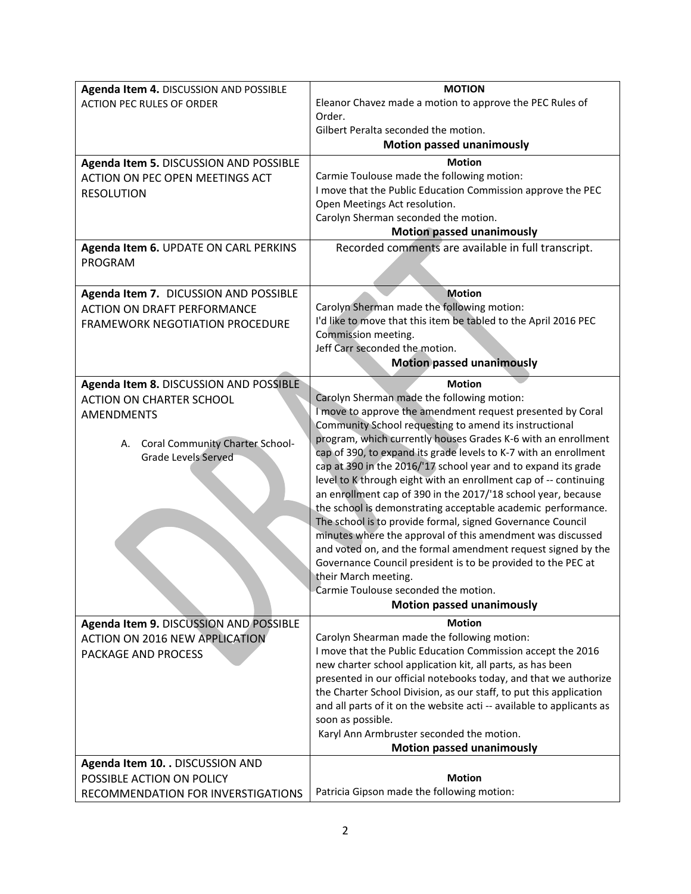| Agenda Item | Motion |
|---|---|
| **Agenda Item 4.** DISCUSSION AND POSSIBLE ACTION PEC RULES OF ORDER | **MOTION**<br>Eleanor Chavez made a motion to approve the PEC Rules of Order.<br>Gilbert Peralta seconded the motion.<br>**Motion passed unanimously** |
| **Agenda Item 5.** DISCUSSION AND POSSIBLE ACTION ON PEC OPEN MEETINGS ACT RESOLUTION | **Motion**<br>Carmie Toulouse made the following motion:<br>I move that the Public Education Commission approve the PEC Open Meetings Act resolution.<br>Carolyn Sherman seconded the motion.<br>**Motion passed unanimously** |
| **Agenda Item 6.** UPDATE ON CARL PERKINS PROGRAM | Recorded comments are available in full transcript. |
| **Agenda Item 7.** DICUSSION AND POSSIBLE ACTION ON DRAFT PERFORMANCE FRAMEWORK NEGOTIATION PROCEDURE | **Motion**<br>Carolyn Sherman made the following motion:<br>I'd like to move that this item be tabled to the April 2016 PEC Commission meeting.<br>Jeff Carr seconded the motion.<br>**Motion passed unanimously** |
| **Agenda Item 8.** DISCUSSION AND POSSIBLE ACTION ON CHARTER SCHOOL AMENDMENTS<br><br>A. Coral Community Charter School-Grade Levels Served | **Motion**<br>Carolyn Sherman made the following motion:<br>I move to approve the amendment request presented by Coral Community School requesting to amend its instructional program, which currently houses Grades K-6 with an enrollment cap of 390, to expand its grade levels to K-7 with an enrollment cap at 390 in the 2016/'17 school year and to expand its grade level to K through eight with an enrollment cap of -- continuing an enrollment cap of 390 in the 2017/'18 school year, because the school is demonstrating acceptable academic performance. The school is to provide formal, signed Governance Council minutes where the approval of this amendment was discussed and voted on, and the formal amendment request signed by the Governance Council president is to be provided to the PEC at their March meeting.<br>Carmie Toulouse seconded the motion.<br>**Motion passed unanimously** |
| **Agenda Item 9.** DISCUSSION AND POSSIBLE ACTION ON 2016 NEW APPLICATION PACKAGE AND PROCESS | **Motion**<br>Carolyn Shearman made the following motion:<br>I move that the Public Education Commission accept the 2016 new charter school application kit, all parts, as has been presented in our official notebooks today, and that we authorize the Charter School Division, as our staff, to put this application and all parts of it on the website acti -- available to applicants as soon as possible.<br>Karyl Ann Armbruster seconded the motion.<br>**Motion passed unanimously** |
| **Agenda Item 10. .** DISCUSSION AND POSSIBLE ACTION ON POLICY RECOMMENDATION FOR INVERSTIGATIONS | **Motion**<br>Patricia Gipson made the following motion: |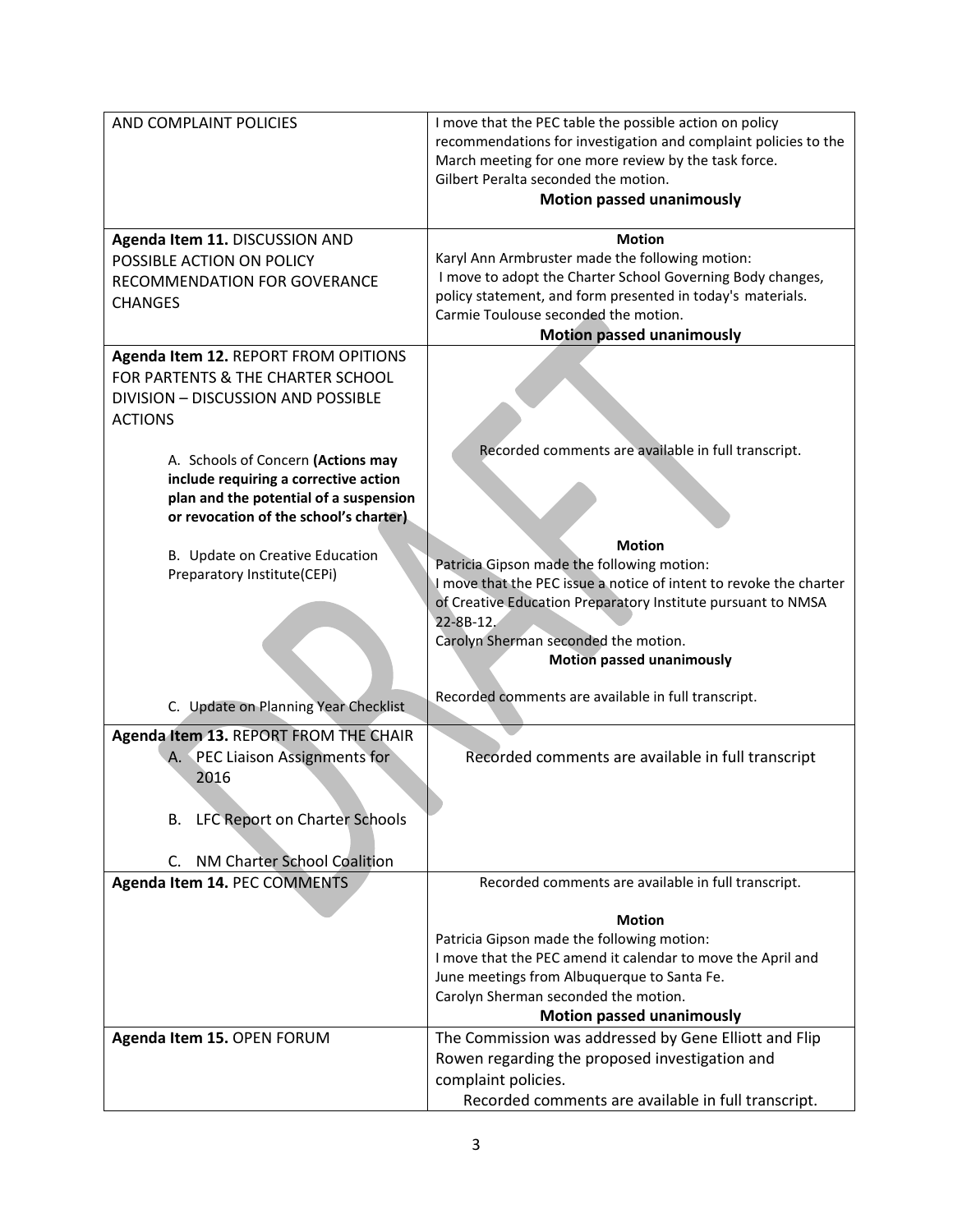| AND COMPLAINT POLICIES | I move that the PEC table the possible action on policy recommendations for investigation and complaint policies to the March meeting for one more review by the task force.<br>Gilbert Peralta seconded the motion.<br>**Motion passed unanimously** |
|---|---|
| **Agenda Item 11.** DISCUSSION AND POSSIBLE ACTION ON POLICY RECOMMENDATION FOR GOVERANCE CHANGES | **Motion**<br>Karyl Ann Armbruster made the following motion:<br>I move to adopt the Charter School Governing Body changes, policy statement, and form presented in today's materials.<br>Carmie Toulouse seconded the motion.<br>**Motion passed unanimously** |
| **Agenda Item 12.** REPORT FROM OPITIONS FOR PARTENTS & THE CHARTER SCHOOL DIVISION – DISCUSSION AND POSSIBLE ACTIONS<br><br>A. Schools of Concern **(Actions may include requiring a corrective action plan and the potential of a suspension or revocation of the school's charter)**<br><br>B. Update on Creative Education Preparatory Institute(CEPi)<br><br>C. Update on Planning Year Checklist | Recorded comments are available in full transcript.<br><br>**Motion**<br>Patricia Gipson made the following motion:<br>I move that the PEC issue a notice of intent to revoke the charter of Creative Education Preparatory Institute pursuant to NMSA 22-8B-12.<br>Carolyn Sherman seconded the motion.<br>**Motion passed unanimously**<br><br>Recorded comments are available in full transcript. |
| **Agenda Item 13.** REPORT FROM THE CHAIR<br>A. PEC Liaison Assignments for 2016<br>B. LFC Report on Charter Schools<br>C. NM Charter School Coalition | Recorded comments are available in full transcript |
| **Agenda Item 14.** PEC COMMENTS | Recorded comments are available in full transcript.<br><br>**Motion**<br>Patricia Gipson made the following motion:<br>I move that the PEC amend it calendar to move the April and June meetings from Albuquerque to Santa Fe.<br>Carolyn Sherman seconded the motion.<br>**Motion passed unanimously** |
| **Agenda Item 15.** OPEN FORUM | The Commission was addressed by Gene Elliott and Flip Rowen regarding the proposed investigation and complaint policies.<br>Recorded comments are available in full transcript. |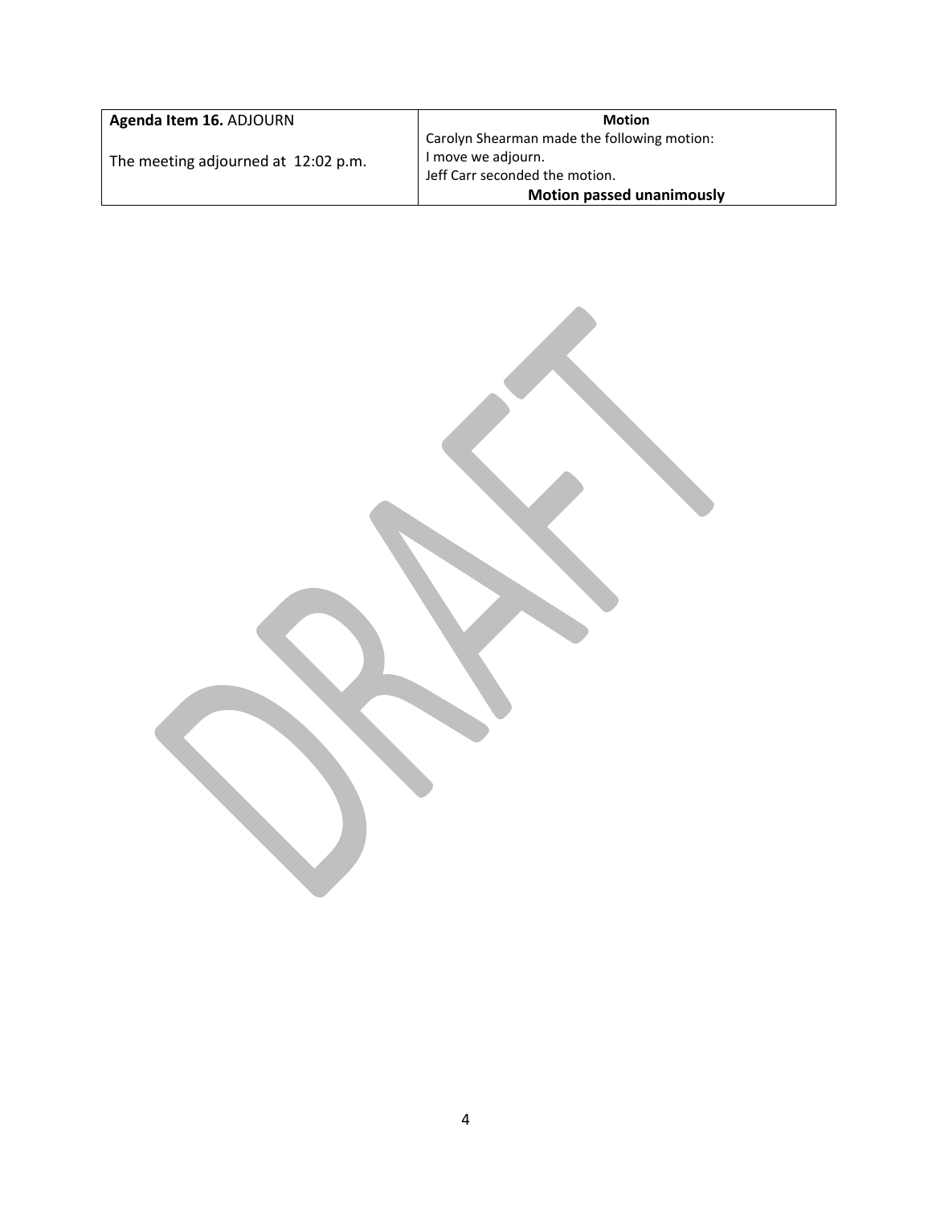| | |
|---|---|
| **Agenda Item 16.** ADJOURN<br><br>The meeting adjourned at 12:02 p.m. | **Motion**<br>Carolyn Shearman made the following motion:<br>I move we adjourn.<br>Jeff Carr seconded the motion.<br>**Motion passed unanimously** |

DRAFT